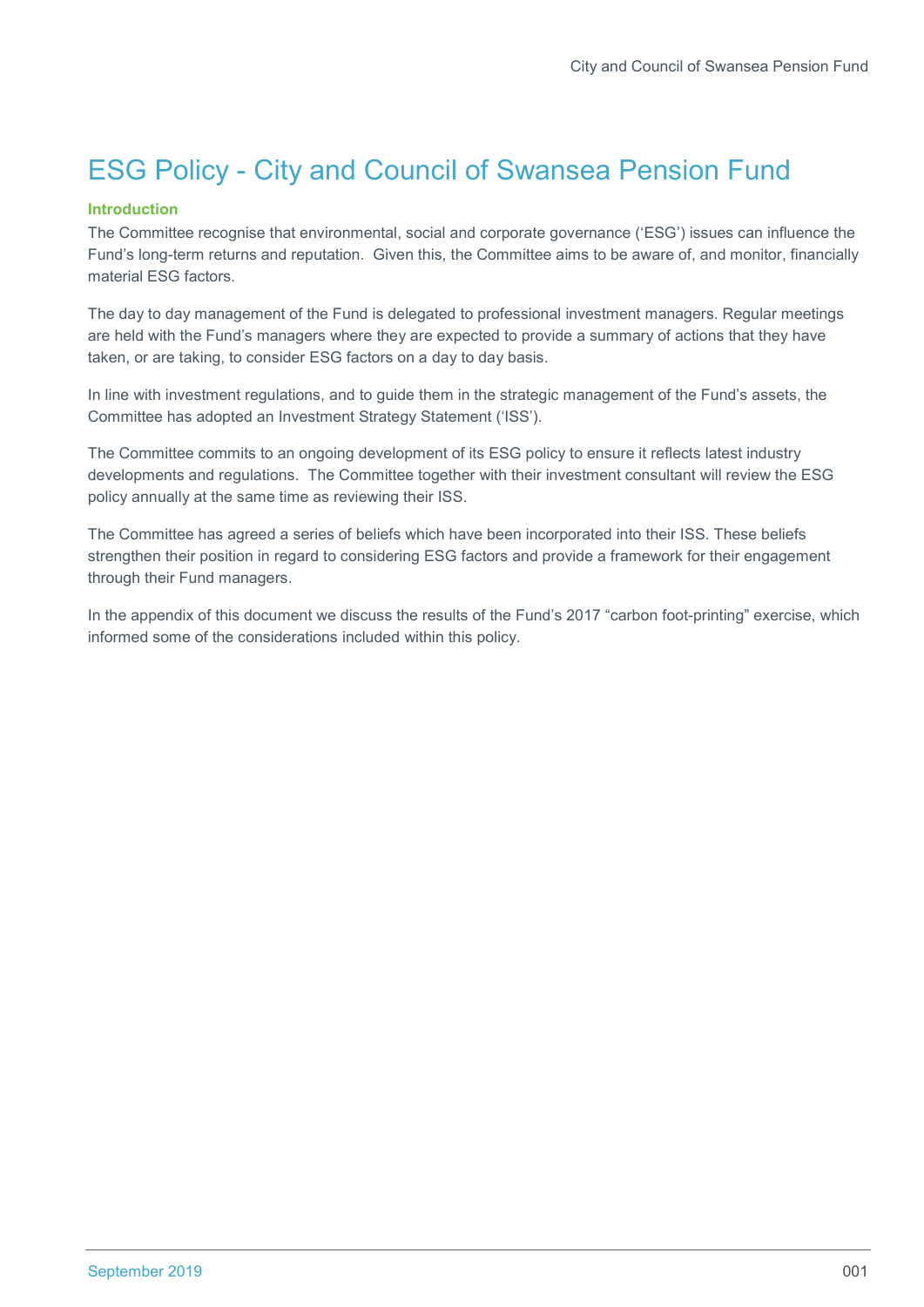# ESG Policy - City and Council of Swansea Pension Fund

## Introduction

The Committee recognise that environmental, social and corporate governance ('ESG') issues can influence the Fund's long-term returns and reputation. Given this, the Committee aims to be aware of, and monitor, financially material ESG factors.

The day to day management of the Fund is delegated to professional investment managers. Regular meetings are held with the Fund's managers where they are expected to provide a summary of actions that they have taken, or are taking, to consider ESG factors on a day to day basis.

In line with investment regulations, and to guide them in the strategic management of the Fund's assets, the Committee has adopted an Investment Strategy Statement ('ISS').

The Committee commits to an ongoing development of its ESG policy to ensure it reflects latest industry developments and regulations. The Committee together with their investment consultant will review the ESG policy annually at the same time as reviewing their ISS.

The Committee has agreed a series of beliefs which have been incorporated into their ISS. These beliefs strengthen their position in regard to considering ESG factors and provide a framework for their engagement through their Fund managers.

In the appendix of this document we discuss the results of the Fund's 2017 "carbon foot-printing" exercise, which informed some of the considerations included within this policy.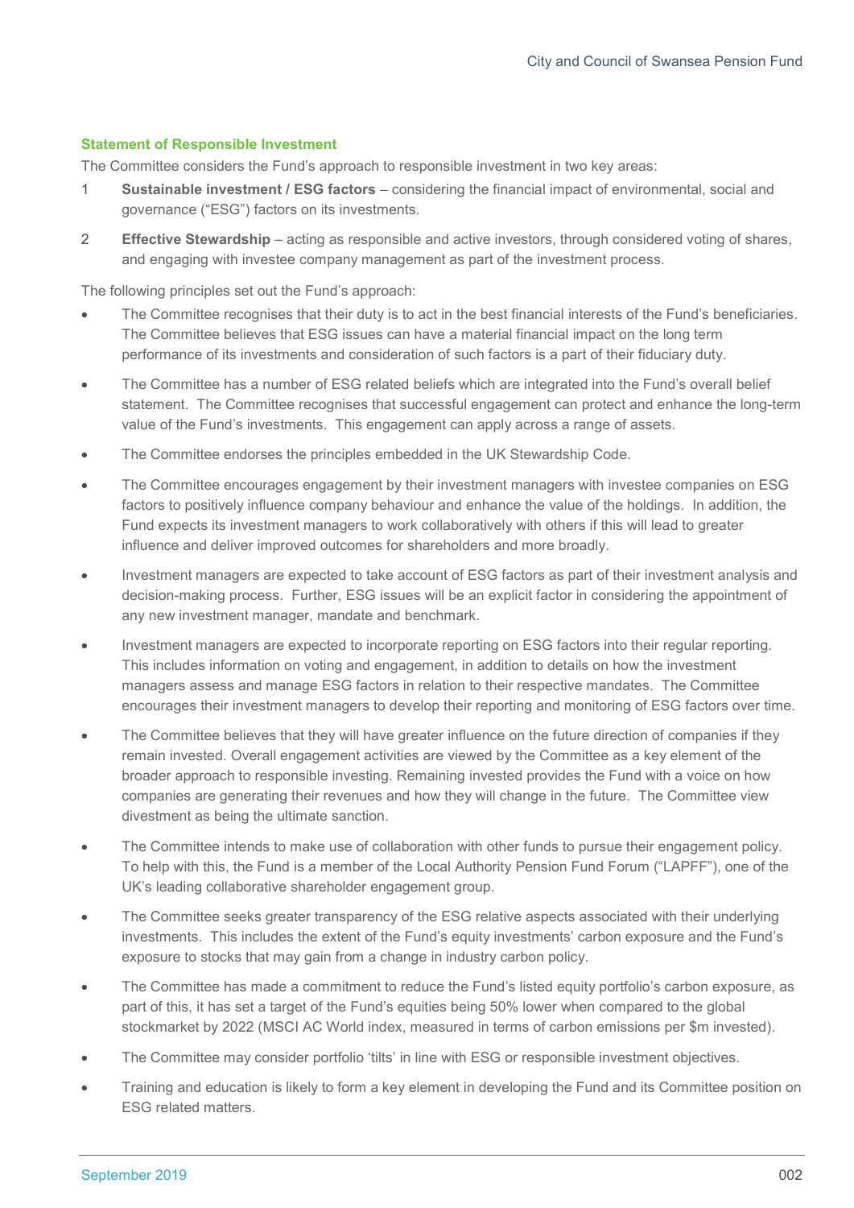## Statement of Responsible Investment

The Committee considers the Fund's approach to responsible investment in two key areas:

1. **Sustainable investment / ESG factors** – considering the financial impact of environmental, social and governance ("ESG") factors on its investments.
2. **Effective Stewardship** – acting as responsible and active investors, through considered voting of shares, and engaging with investee company management as part of the investment process.

The following principles set out the Fund's approach:

- The Committee recognises that their duty is to act in the best financial interests of the Fund's beneficiaries. The Committee believes that ESG issues can have a material financial impact on the long term performance of its investments and consideration of such factors is a part of their fiduciary duty.
- The Committee has a number of ESG related beliefs which are integrated into the Fund's overall belief statement. The Committee recognises that successful engagement can protect and enhance the long-term value of the Fund's investments. This engagement can apply across a range of assets.
- The Committee endorses the principles embedded in the UK Stewardship Code.
- The Committee encourages engagement by their investment managers with investee companies on ESG factors to positively influence company behaviour and enhance the value of the holdings. In addition, the Fund expects its investment managers to work collaboratively with others if this will lead to greater influence and deliver improved outcomes for shareholders and more broadly.
- Investment managers are expected to take account of ESG factors as part of their investment analysis and decision-making process. Further, ESG issues will be an explicit factor in considering the appointment of any new investment manager, mandate and benchmark.
- Investment managers are expected to incorporate reporting on ESG factors into their regular reporting. This includes information on voting and engagement, in addition to details on how the investment managers assess and manage ESG factors in relation to their respective mandates. The Committee encourages their investment managers to develop their reporting and monitoring of ESG factors over time.
- The Committee believes that they will have greater influence on the future direction of companies if they remain invested. Overall engagement activities are viewed by the Committee as a key element of the broader approach to responsible investing. Remaining invested provides the Fund with a voice on how companies are generating their revenues and how they will change in the future. The Committee view divestment as being the ultimate sanction.
- The Committee intends to make use of collaboration with other funds to pursue their engagement policy. To help with this, the Fund is a member of the Local Authority Pension Fund Forum ("LAPFF"), one of the UK's leading collaborative shareholder engagement group.
- The Committee seeks greater transparency of the ESG relative aspects associated with their underlying investments. This includes the extent of the Fund's equity investments' carbon exposure and the Fund's exposure to stocks that may gain from a change in industry carbon policy.
- The Committee has made a commitment to reduce the Fund's listed equity portfolio's carbon exposure, as part of this, it has set a target of the Fund's equities being 50% lower when compared to the global stockmarket by 2022 (MSCI AC World index, measured in terms of carbon emissions per $m invested).
- The Committee may consider portfolio 'tilts' in line with ESG or responsible investment objectives.
- Training and education is likely to form a key element in developing the Fund and its Committee position on ESG related matters.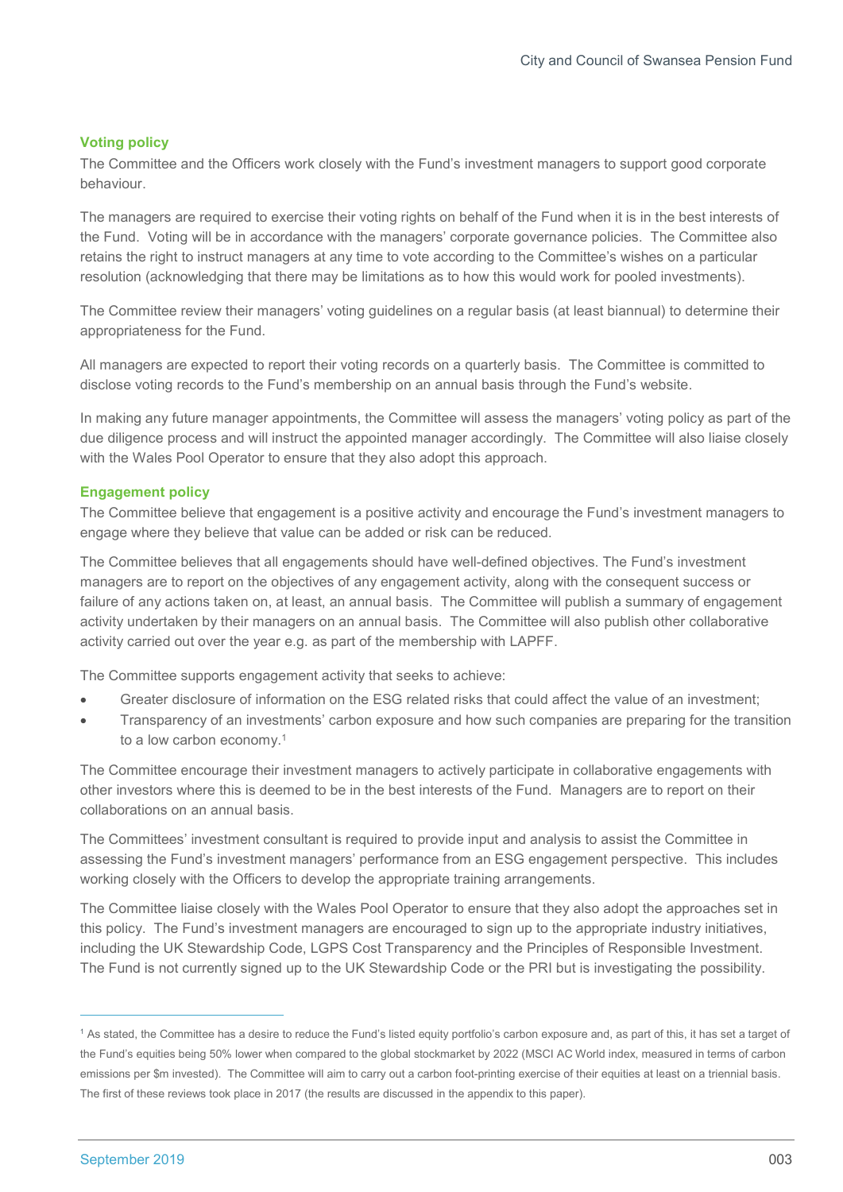### Voting policy

The Committee and the Officers work closely with the Fund's investment managers to support good corporate behaviour.

The managers are required to exercise their voting rights on behalf of the Fund when it is in the best interests of the Fund. Voting will be in accordance with the managers' corporate governance policies. The Committee also retains the right to instruct managers at any time to vote according to the Committee's wishes on a particular resolution (acknowledging that there may be limitations as to how this would work for pooled investments).

The Committee review their managers' voting guidelines on a regular basis (at least biannual) to determine their appropriateness for the Fund.

All managers are expected to report their voting records on a quarterly basis. The Committee is committed to disclose voting records to the Fund's membership on an annual basis through the Fund's website.

In making any future manager appointments, the Committee will assess the managers' voting policy as part of the due diligence process and will instruct the appointed manager accordingly. The Committee will also liaise closely with the Wales Pool Operator to ensure that they also adopt this approach.

### Engagement policy

The Committee believe that engagement is a positive activity and encourage the Fund's investment managers to engage where they believe that value can be added or risk can be reduced.

The Committee believes that all engagements should have well-defined objectives. The Fund's investment managers are to report on the objectives of any engagement activity, along with the consequent success or failure of any actions taken on, at least, an annual basis. The Committee will publish a summary of engagement activity undertaken by their managers on an annual basis. The Committee will also publish other collaborative activity carried out over the year e.g. as part of the membership with LAPFF.

The Committee supports engagement activity that seeks to achieve:

- Greater disclosure of information on the ESG related risks that could affect the value of an investment;
- Transparency of an investments' carbon exposure and how such companies are preparing for the transition to a low carbon economy.[1]

The Committee encourage their investment managers to actively participate in collaborative engagements with other investors where this is deemed to be in the best interests of the Fund. Managers are to report on their collaborations on an annual basis.

The Committees' investment consultant is required to provide input and analysis to assist the Committee in assessing the Fund's investment managers' performance from an ESG engagement perspective. This includes working closely with the Officers to develop the appropriate training arrangements.

The Committee liaise closely with the Wales Pool Operator to ensure that they also adopt the approaches set in this policy. The Fund's investment managers are encouraged to sign up to the appropriate industry initiatives, including the UK Stewardship Code, LGPS Cost Transparency and the Principles of Responsible Investment. The Fund is not currently signed up to the UK Stewardship Code or the PRI but is investigating the possibility.

---

[1] As stated, the Committee has a desire to reduce the Fund's listed equity portfolio's carbon exposure and, as part of this, it has set a target of the Fund's equities being 50% lower when compared to the global stockmarket by 2022 (MSCI AC World index, measured in terms of carbon emissions per $m invested). The Committee will aim to carry out a carbon foot-printing exercise of their equities at least on a triennial basis. The first of these reviews took place in 2017 (the results are discussed in the appendix to this paper).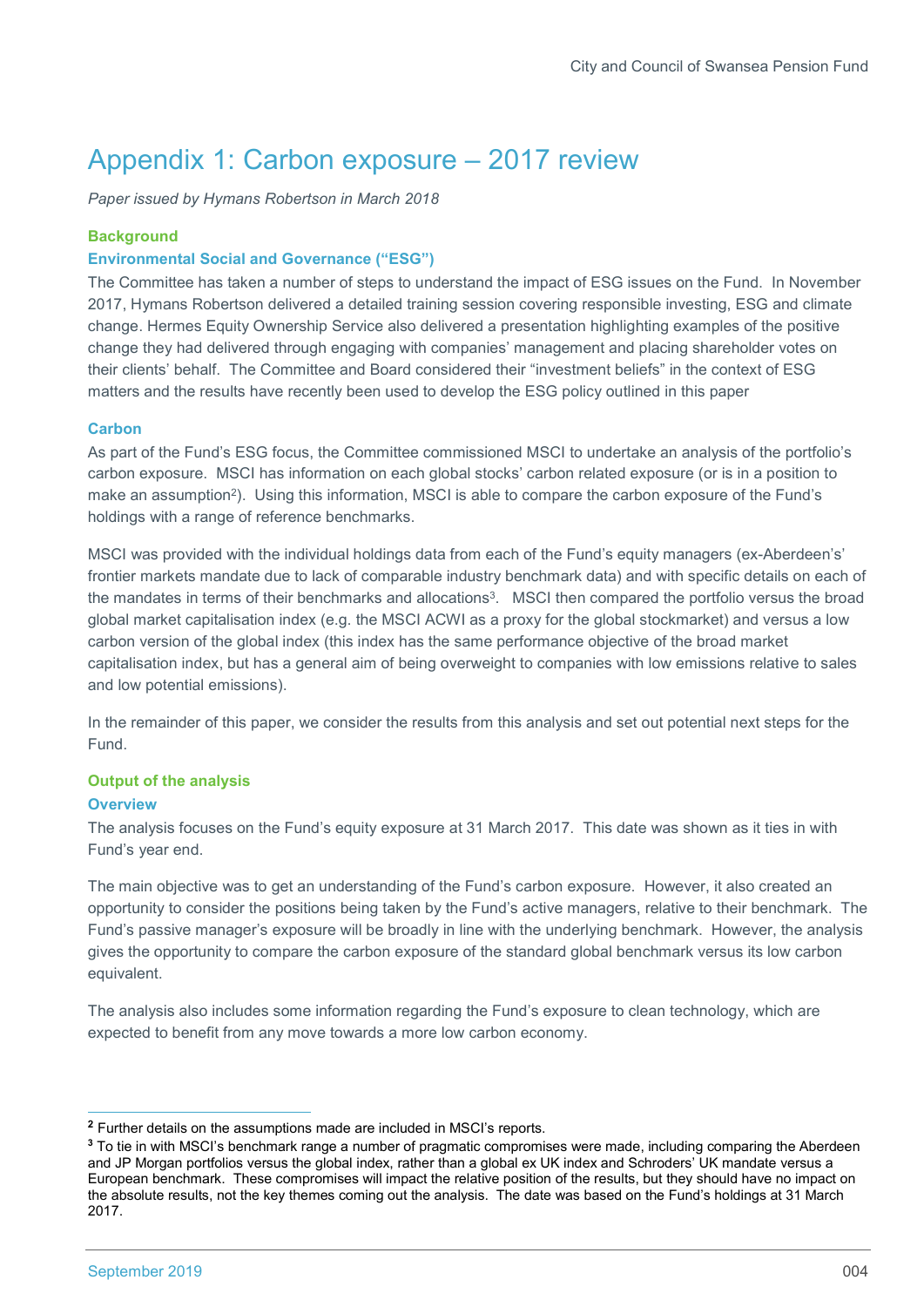# Appendix 1: Carbon exposure – 2017 review

*Paper issued by Hymans Robertson in March 2018*

## Background

### Environmental Social and Governance ("ESG")

The Committee has taken a number of steps to understand the impact of ESG issues on the Fund. In November 2017, Hymans Robertson delivered a detailed training session covering responsible investing, ESG and climate change. Hermes Equity Ownership Service also delivered a presentation highlighting examples of the positive change they had delivered through engaging with companies' management and placing shareholder votes on their clients' behalf. The Committee and Board considered their "investment beliefs" in the context of ESG matters and the results have recently been used to develop the ESG policy outlined in this paper

### Carbon

As part of the Fund's ESG focus, the Committee commissioned MSCI to undertake an analysis of the portfolio's carbon exposure. MSCI has information on each global stocks' carbon related exposure (or is in a position to make an assumption[2]). Using this information, MSCI is able to compare the carbon exposure of the Fund's holdings with a range of reference benchmarks.

MSCI was provided with the individual holdings data from each of the Fund's equity managers (ex-Aberdeen's' frontier markets mandate due to lack of comparable industry benchmark data) and with specific details on each of the mandates in terms of their benchmarks and allocations[3]. MSCI then compared the portfolio versus the broad global market capitalisation index (e.g. the MSCI ACWI as a proxy for the global stockmarket) and versus a low carbon version of the global index (this index has the same performance objective of the broad market capitalisation index, but has a general aim of being overweight to companies with low emissions relative to sales and low potential emissions).

In the remainder of this paper, we consider the results from this analysis and set out potential next steps for the Fund.

## Output of the analysis

### Overview

The analysis focuses on the Fund's equity exposure at 31 March 2017. This date was shown as it ties in with Fund's year end.

The main objective was to get an understanding of the Fund's carbon exposure. However, it also created an opportunity to consider the positions being taken by the Fund's active managers, relative to their benchmark. The Fund's passive manager's exposure will be broadly in line with the underlying benchmark. However, the analysis gives the opportunity to compare the carbon exposure of the standard global benchmark versus its low carbon equivalent.

The analysis also includes some information regarding the Fund's exposure to clean technology, which are expected to benefit from any move towards a more low carbon economy.

---

[2] Further details on the assumptions made are included in MSCI's reports.

[3] To tie in with MSCI's benchmark range a number of pragmatic compromises were made, including comparing the Aberdeen and JP Morgan portfolios versus the global index, rather than a global ex UK index and Schroders' UK mandate versus a European benchmark. These compromises will impact the relative position of the results, but they should have no impact on the absolute results, not the key themes coming out the analysis. The date was based on the Fund's holdings at 31 March 2017.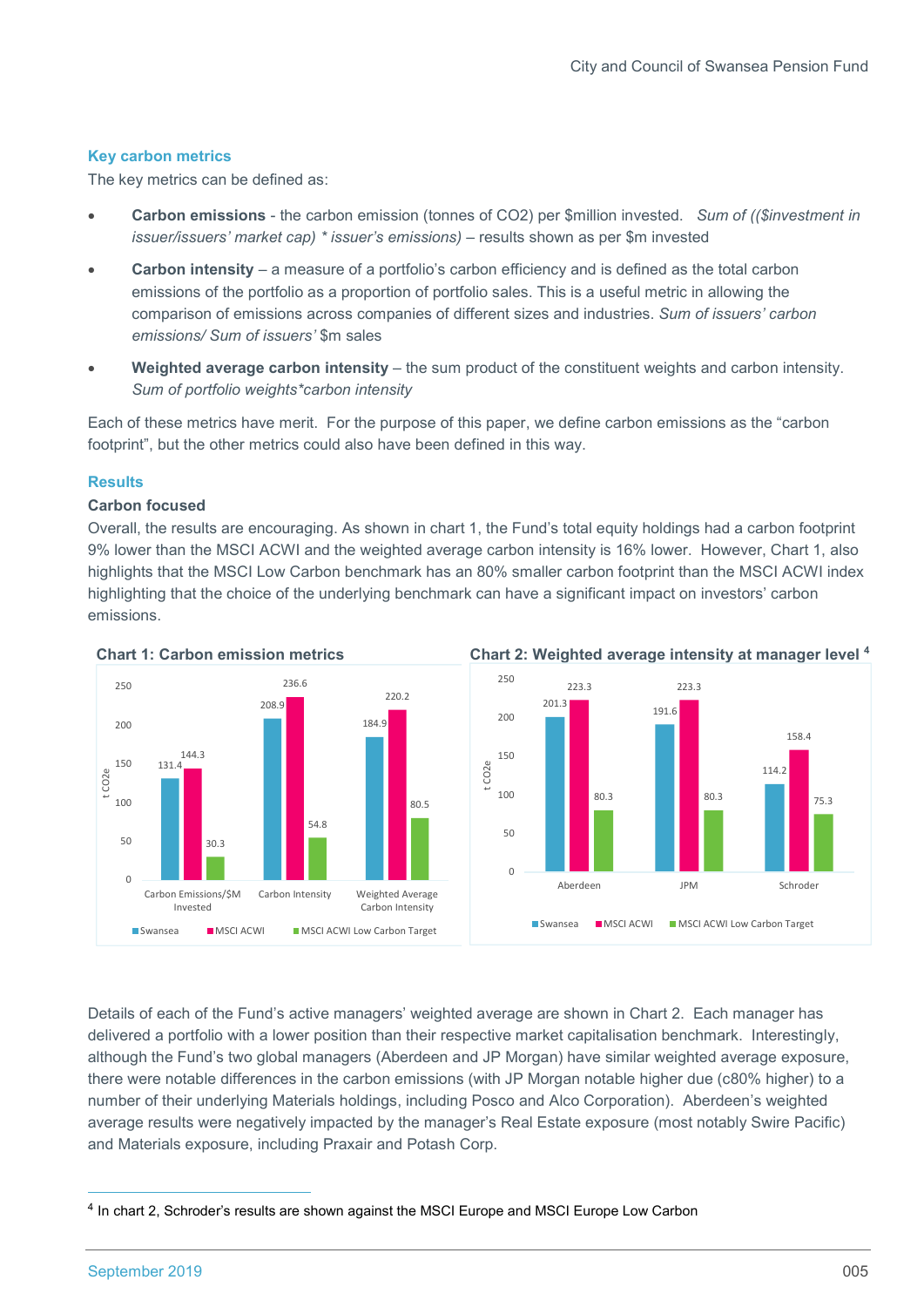## Key carbon metrics

The key metrics can be defined as:

- **Carbon emissions** - the carbon emission (tonnes of CO2) per $million invested. *Sum of (($investment in issuer/issuers' market cap) * issuer's emissions)* – results shown as per $m invested
- **Carbon intensity** – a measure of a portfolio's carbon efficiency and is defined as the total carbon emissions of the portfolio as a proportion of portfolio sales. This is a useful metric in allowing the comparison of emissions across companies of different sizes and industries. *Sum of issuers' carbon emissions/ Sum of issuers'* $m sales
- **Weighted average carbon intensity** – the sum product of the constituent weights and carbon intensity. *Sum of portfolio weights*carbon intensity*

Each of these metrics have merit. For the purpose of this paper, we define carbon emissions as the "carbon footprint", but the other metrics could also have been defined in this way.

## Results

### Carbon focused

Overall, the results are encouraging. As shown in chart 1, the Fund's total equity holdings had a carbon footprint 9% lower than the MSCI ACWI and the weighted average carbon intensity is 16% lower. However, Chart 1, also highlights that the MSCI Low Carbon benchmark has an 80% smaller carbon footprint than the MSCI ACWI index highlighting that the choice of the underlying benchmark can have a significant impact on investors' carbon emissions.

**Chart 1: Carbon emission metrics**

| t CO2e | Swansea | MSCI ACWI | MSCI ACWI Low Carbon Target |
|---|---|---|---|
| Carbon Emissions/$M Invested | 131.4 | 144.3 | 30.3 |
| Carbon Intensity | 208.9 | 236.6 | 54.8 |
| Weighted Average Carbon Intensity | 184.9 | 220.2 | 80.5 |

**Chart 2: Weighted average intensity at manager level**[4]

| t CO2e | Swansea | MSCI ACWI | MSCI ACWI Low Carbon Target |
|---|---|---|---|
| Aberdeen | 201.3 | 223.3 | 80.3 |
| JPM | 191.6 | 223.3 | 80.3 |
| Schroder | 114.2 | 158.4 | 75.3 |

Details of each of the Fund's active managers' weighted average are shown in Chart 2. Each manager has delivered a portfolio with a lower position than their respective market capitalisation benchmark. Interestingly, although the Fund's two global managers (Aberdeen and JP Morgan) have similar weighted average exposure, there were notable differences in the carbon emissions (with JP Morgan notable higher due (c80% higher) to a number of their underlying Materials holdings, including Posco and Alco Corporation). Aberdeen's weighted average results were negatively impacted by the manager's Real Estate exposure (most notably Swire Pacific) and Materials exposure, including Praxair and Potash Corp.

---

[4] In chart 2, Schroder's results are shown against the MSCI Europe and MSCI Europe Low Carbon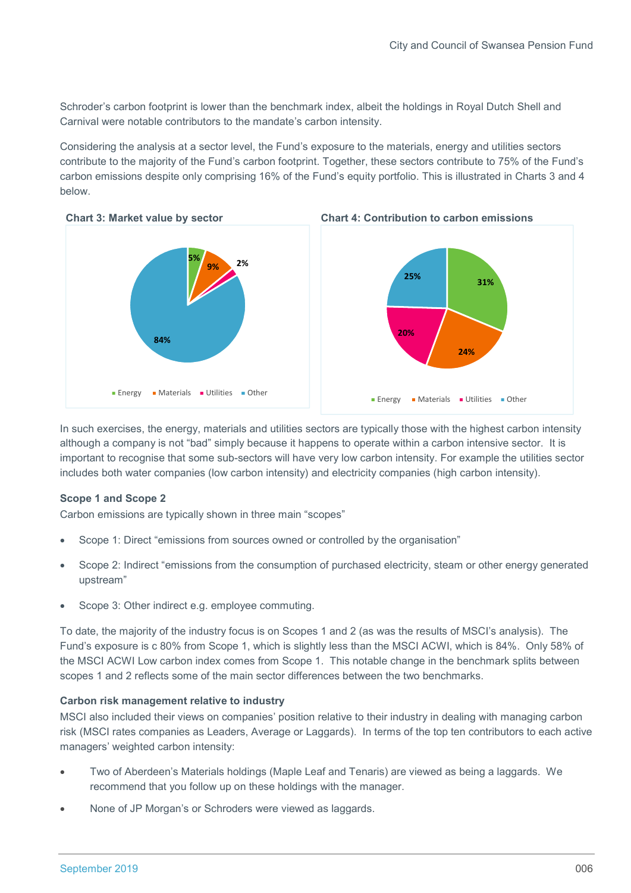Schroder's carbon footprint is lower than the benchmark index, albeit the holdings in Royal Dutch Shell and Carnival were notable contributors to the mandate's carbon intensity.

Considering the analysis at a sector level, the Fund's exposure to the materials, energy and utilities sectors contribute to the majority of the Fund's carbon footprint. Together, these sectors contribute to 75% of the Fund's carbon emissions despite only comprising 16% of the Fund's equity portfolio. This is illustrated in Charts 3 and 4 below.

**Chart 3: Market value by sector**

| Sector | Market value |
|---|---|
| Energy | 5% |
| Materials | 9% |
| Utilities | 2% |
| Other | 84% |

**Chart 4: Contribution to carbon emissions**

| Sector | Contribution |
|---|---|
| Energy | 31% |
| Materials | 24% |
| Utilities | 20% |
| Other | 25% |

In such exercises, the energy, materials and utilities sectors are typically those with the highest carbon intensity although a company is not "bad" simply because it happens to operate within a carbon intensive sector. It is important to recognise that some sub-sectors will have very low carbon intensity. For example the utilities sector includes both water companies (low carbon intensity) and electricity companies (high carbon intensity).

**Scope 1 and Scope 2**

Carbon emissions are typically shown in three main "scopes"

- Scope 1: Direct "emissions from sources owned or controlled by the organisation"
- Scope 2: Indirect "emissions from the consumption of purchased electricity, steam or other energy generated upstream"
- Scope 3: Other indirect e.g. employee commuting.

To date, the majority of the industry focus is on Scopes 1 and 2 (as was the results of MSCI's analysis). The Fund's exposure is c 80% from Scope 1, which is slightly less than the MSCI ACWI, which is 84%. Only 58% of the MSCI ACWI Low carbon index comes from Scope 1. This notable change in the benchmark splits between scopes 1 and 2 reflects some of the main sector differences between the two benchmarks.

**Carbon risk management relative to industry**

MSCI also included their views on companies' position relative to their industry in dealing with managing carbon risk (MSCI rates companies as Leaders, Average or Laggards). In terms of the top ten contributors to each active managers' weighted carbon intensity:

- Two of Aberdeen's Materials holdings (Maple Leaf and Tenaris) are viewed as being a laggards. We recommend that you follow up on these holdings with the manager.
- None of JP Morgan's or Schroders were viewed as laggards.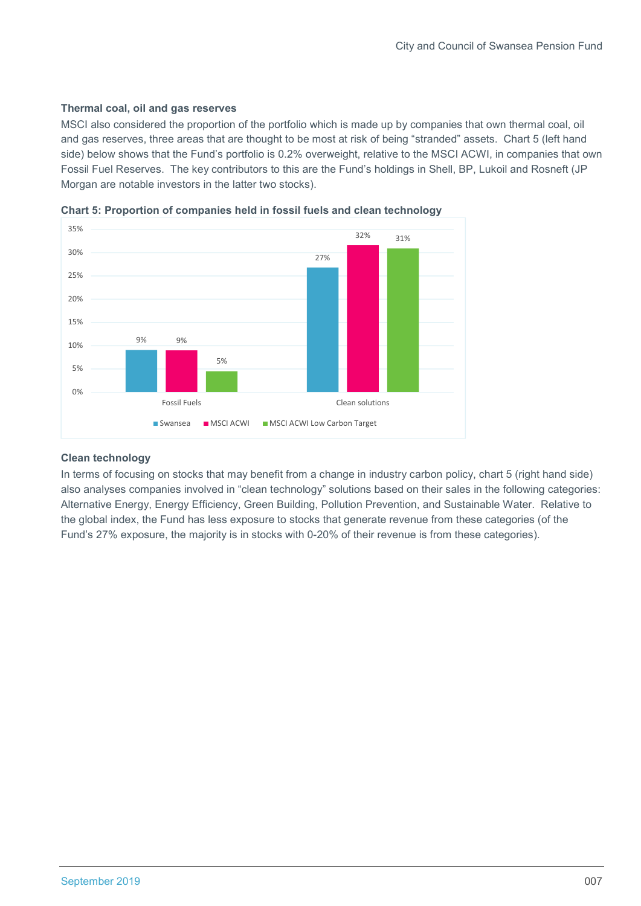### Thermal coal, oil and gas reserves

MSCI also considered the proportion of the portfolio which is made up by companies that own thermal coal, oil and gas reserves, three areas that are thought to be most at risk of being "stranded" assets. Chart 5 (left hand side) below shows that the Fund's portfolio is 0.2% overweight, relative to the MSCI ACWI, in companies that own Fossil Fuel Reserves. The key contributors to this are the Fund's holdings in Shell, BP, Lukoil and Rosneft (JP Morgan are notable investors in the latter two stocks).

**Chart 5: Proportion of companies held in fossil fuels and clean technology**

| | Swansea | MSCI ACWI | MSCI ACWI Low Carbon Target |
|---|---|---|---|
| Fossil Fuels | 9% | 9% | 5% |
| Clean solutions | 27% | 32% | 31% |

### Clean technology

In terms of focusing on stocks that may benefit from a change in industry carbon policy, chart 5 (right hand side) also analyses companies involved in "clean technology" solutions based on their sales in the following categories: Alternative Energy, Energy Efficiency, Green Building, Pollution Prevention, and Sustainable Water. Relative to the global index, the Fund has less exposure to stocks that generate revenue from these categories (of the Fund's 27% exposure, the majority is in stocks with 0-20% of their revenue is from these categories).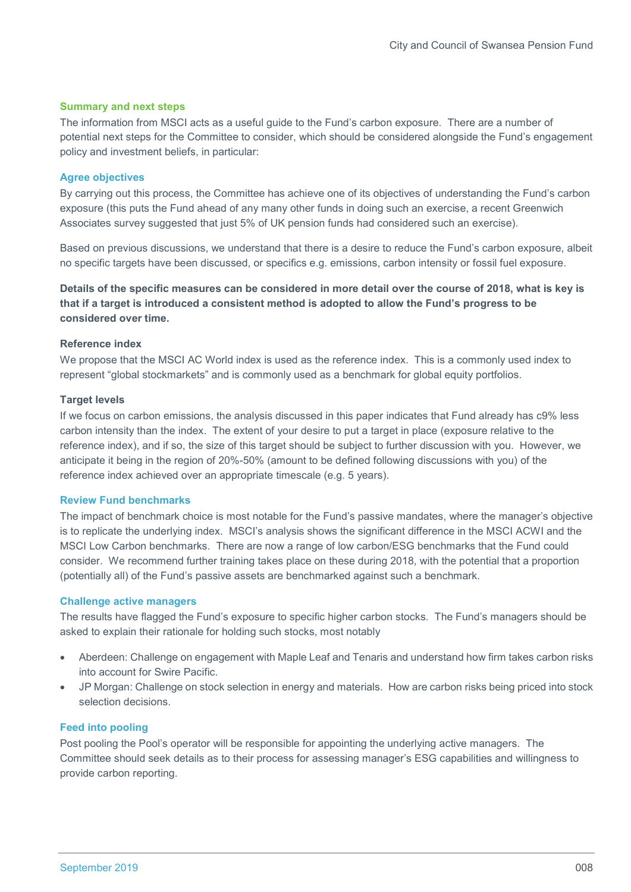## Summary and next steps

The information from MSCI acts as a useful guide to the Fund's carbon exposure. There are a number of potential next steps for the Committee to consider, which should be considered alongside the Fund's engagement policy and investment beliefs, in particular:

### Agree objectives

By carrying out this process, the Committee has achieve one of its objectives of understanding the Fund's carbon exposure (this puts the Fund ahead of any many other funds in doing such an exercise, a recent Greenwich Associates survey suggested that just 5% of UK pension funds had considered such an exercise).

Based on previous discussions, we understand that there is a desire to reduce the Fund's carbon exposure, albeit no specific targets have been discussed, or specifics e.g. emissions, carbon intensity or fossil fuel exposure.

**Details of the specific measures can be considered in more detail over the course of 2018, what is key is that if a target is introduced a consistent method is adopted to allow the Fund's progress to be considered over time.**

#### Reference index

We propose that the MSCI AC World index is used as the reference index. This is a commonly used index to represent "global stockmarkets" and is commonly used as a benchmark for global equity portfolios.

#### Target levels

If we focus on carbon emissions, the analysis discussed in this paper indicates that Fund already has c9% less carbon intensity than the index. The extent of your desire to put a target in place (exposure relative to the reference index), and if so, the size of this target should be subject to further discussion with you. However, we anticipate it being in the region of 20%-50% (amount to be defined following discussions with you) of the reference index achieved over an appropriate timescale (e.g. 5 years).

### Review Fund benchmarks

The impact of benchmark choice is most notable for the Fund's passive mandates, where the manager's objective is to replicate the underlying index. MSCI's analysis shows the significant difference in the MSCI ACWI and the MSCI Low Carbon benchmarks. There are now a range of low carbon/ESG benchmarks that the Fund could consider. We recommend further training takes place on these during 2018, with the potential that a proportion (potentially all) of the Fund's passive assets are benchmarked against such a benchmark.

### Challenge active managers

The results have flagged the Fund's exposure to specific higher carbon stocks. The Fund's managers should be asked to explain their rationale for holding such stocks, most notably

- Aberdeen: Challenge on engagement with Maple Leaf and Tenaris and understand how firm takes carbon risks into account for Swire Pacific.
- JP Morgan: Challenge on stock selection in energy and materials. How are carbon risks being priced into stock selection decisions.

### Feed into pooling

Post pooling the Pool's operator will be responsible for appointing the underlying active managers. The Committee should seek details as to their process for assessing manager's ESG capabilities and willingness to provide carbon reporting.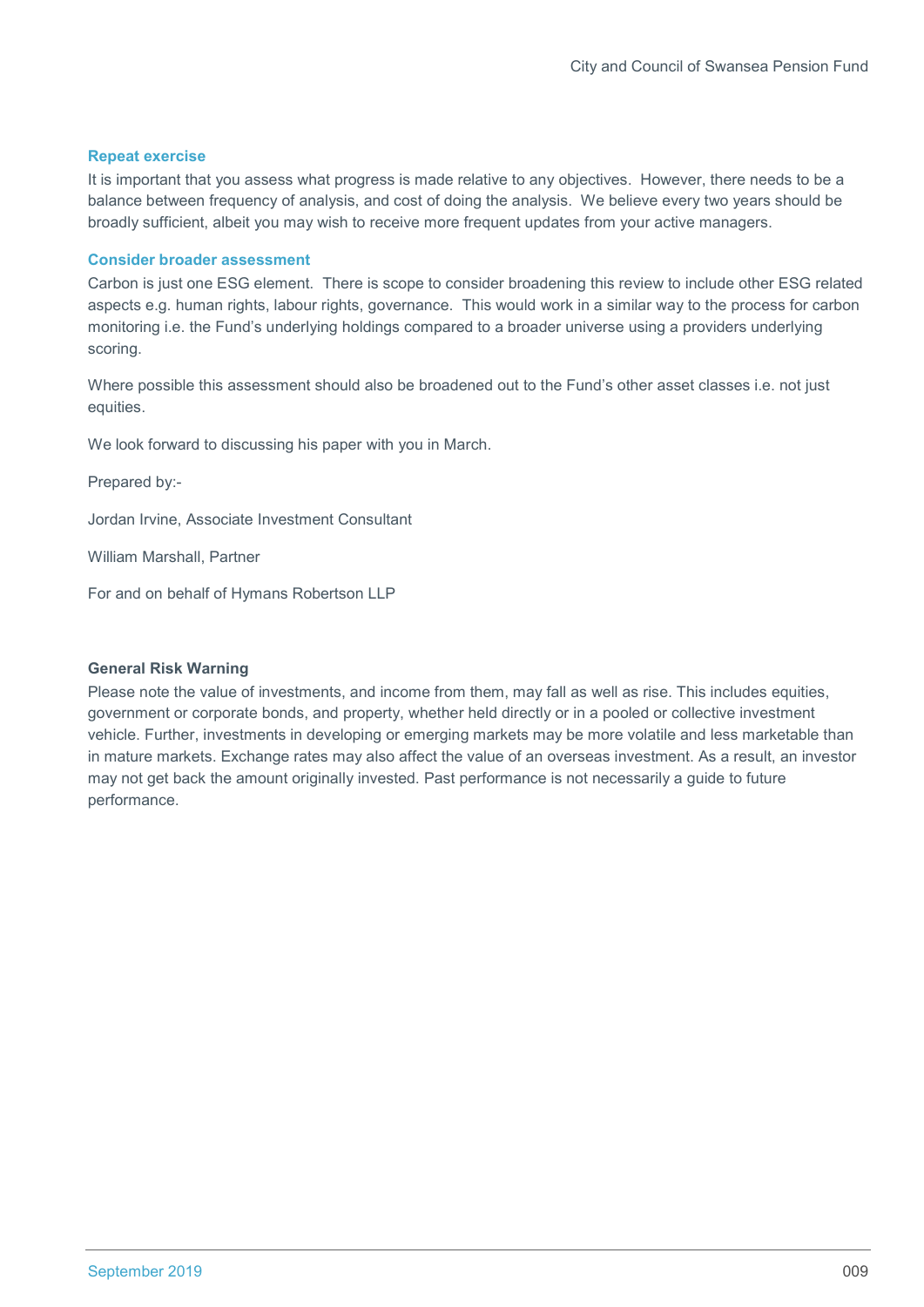### Repeat exercise

It is important that you assess what progress is made relative to any objectives. However, there needs to be a balance between frequency of analysis, and cost of doing the analysis. We believe every two years should be broadly sufficient, albeit you may wish to receive more frequent updates from your active managers.

### Consider broader assessment

Carbon is just one ESG element. There is scope to consider broadening this review to include other ESG related aspects e.g. human rights, labour rights, governance. This would work in a similar way to the process for carbon monitoring i.e. the Fund's underlying holdings compared to a broader universe using a providers underlying scoring.

Where possible this assessment should also be broadened out to the Fund's other asset classes i.e. not just equities.

We look forward to discussing his paper with you in March.

Prepared by:-

Jordan Irvine, Associate Investment Consultant

William Marshall, Partner

For and on behalf of Hymans Robertson LLP

**General Risk Warning**

Please note the value of investments, and income from them, may fall as well as rise. This includes equities, government or corporate bonds, and property, whether held directly or in a pooled or collective investment vehicle. Further, investments in developing or emerging markets may be more volatile and less marketable than in mature markets. Exchange rates may also affect the value of an overseas investment. As a result, an investor may not get back the amount originally invested. Past performance is not necessarily a guide to future performance.